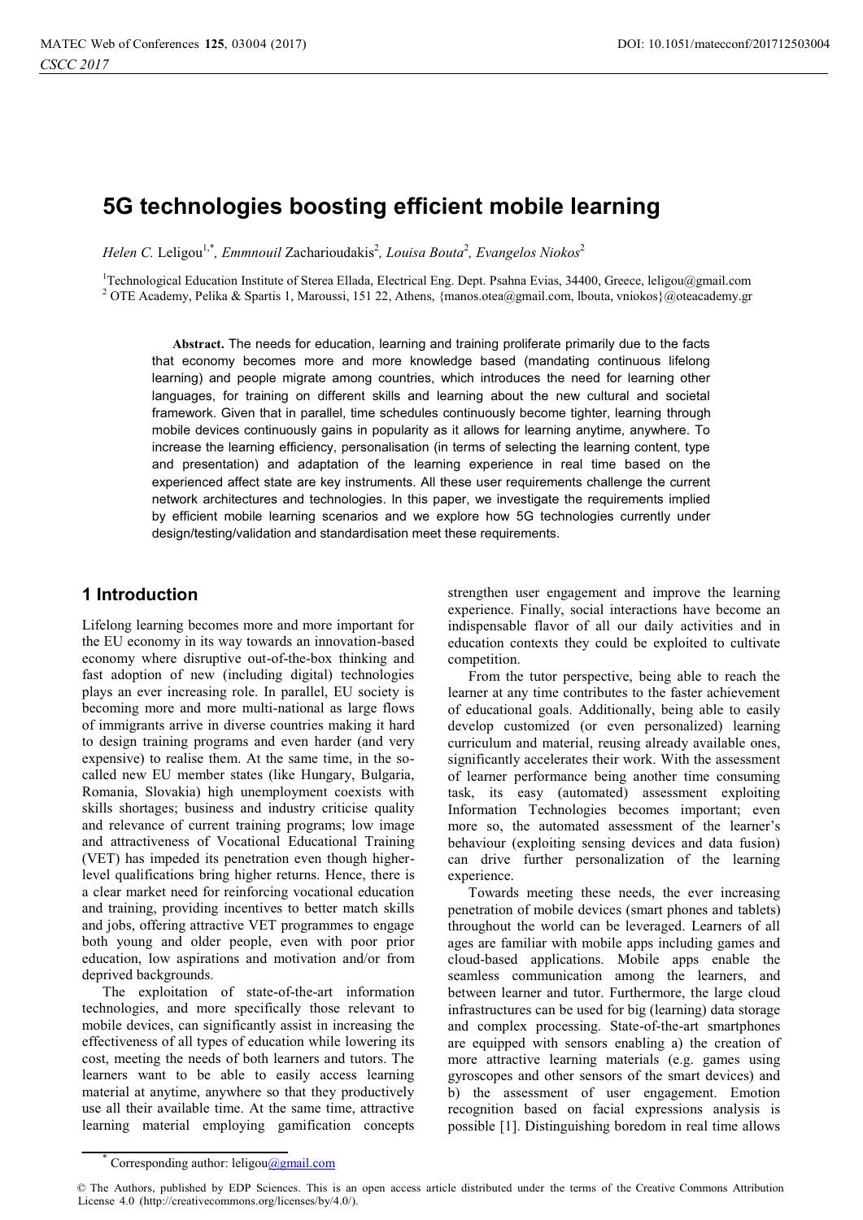# 5G technologies boosting efficient mobile learning

*Helen C.* Leligou[1,*], *Emmnouil* Zacharioudakis[2], *Louisa Bouta*[2], *Evangelos Niokos*[2]

[1]Technological Education Institute of Sterea Ellada, Electrical Eng. Dept. Psahna Evias, 34400, Greece, leligou@gmail.com
[2] OTE Academy, Pelika & Spartis 1, Maroussi, 151 22, Athens, {manos.otea@gmail.com, lbouta, vniokos}@oteacademy.gr

**Abstract.** The needs for education, learning and training proliferate primarily due to the facts that economy becomes more and more knowledge based (mandating continuous lifelong learning) and people migrate among countries, which introduces the need for learning other languages, for training on different skills and learning about the new cultural and societal framework. Given that in parallel, time schedules continuously become tighter, learning through mobile devices continuously gains in popularity as it allows for learning anytime, anywhere. To increase the learning efficiency, personalisation (in terms of selecting the learning content, type and presentation) and adaptation of the learning experience in real time based on the experienced affect state are key instruments. All these user requirements challenge the current network architectures and technologies. In this paper, we investigate the requirements implied by efficient mobile learning scenarios and we explore how 5G technologies currently under design/testing/validation and standardisation meet these requirements.

## 1 Introduction

Lifelong learning becomes more and more important for the EU economy in its way towards an innovation-based economy where disruptive out-of-the-box thinking and fast adoption of new (including digital) technologies plays an ever increasing role. In parallel, EU society is becoming more and more multi-national as large flows of immigrants arrive in diverse countries making it hard to design training programs and even harder (and very expensive) to realise them. At the same time, in the so-called new EU member states (like Hungary, Bulgaria, Romania, Slovakia) high unemployment coexists with skills shortages; business and industry criticise quality and relevance of current training programs; low image and attractiveness of Vocational Educational Training (VET) has impeded its penetration even though higher-level qualifications bring higher returns. Hence, there is a clear market need for reinforcing vocational education and training, providing incentives to better match skills and jobs, offering attractive VET programmes to engage both young and older people, even with poor prior education, low aspirations and motivation and/or from deprived backgrounds.

The exploitation of state-of-the-art information technologies, and more specifically those relevant to mobile devices, can significantly assist in increasing the effectiveness of all types of education while lowering its cost, meeting the needs of both learners and tutors. The learners want to be able to easily access learning material at anytime, anywhere so that they productively use all their available time. At the same time, attractive learning material employing gamification concepts strengthen user engagement and improve the learning experience. Finally, social interactions have become an indispensable flavor of all our daily activities and in education contexts they could be exploited to cultivate competition.

From the tutor perspective, being able to reach the learner at any time contributes to the faster achievement of educational goals. Additionally, being able to easily develop customized (or even personalized) learning curriculum and material, reusing already available ones, significantly accelerates their work. With the assessment of learner performance being another time consuming task, its easy (automated) assessment exploiting Information Technologies becomes important; even more so, the automated assessment of the learner's behaviour (exploiting sensing devices and data fusion) can drive further personalization of the learning experience.

Towards meeting these needs, the ever increasing penetration of mobile devices (smart phones and tablets) throughout the world can be leveraged. Learners of all ages are familiar with mobile apps including games and cloud-based applications. Mobile apps enable the seamless communication among the learners, and between learner and tutor. Furthermore, the large cloud infrastructures can be used for big (learning) data storage and complex processing. State-of-the-art smartphones are equipped with sensors enabling a) the creation of more attractive learning materials (e.g. games using gyroscopes and other sensors of the smart devices) and b) the assessment of user engagement. Emotion recognition based on facial expressions analysis is possible [1]. Distinguishing boredom in real time allows

* Corresponding author: leligou@gmail.com

© The Authors, published by EDP Sciences. This is an open access article distributed under the terms of the Creative Commons Attribution License 4.0 (http://creativecommons.org/licenses/by/4.0/).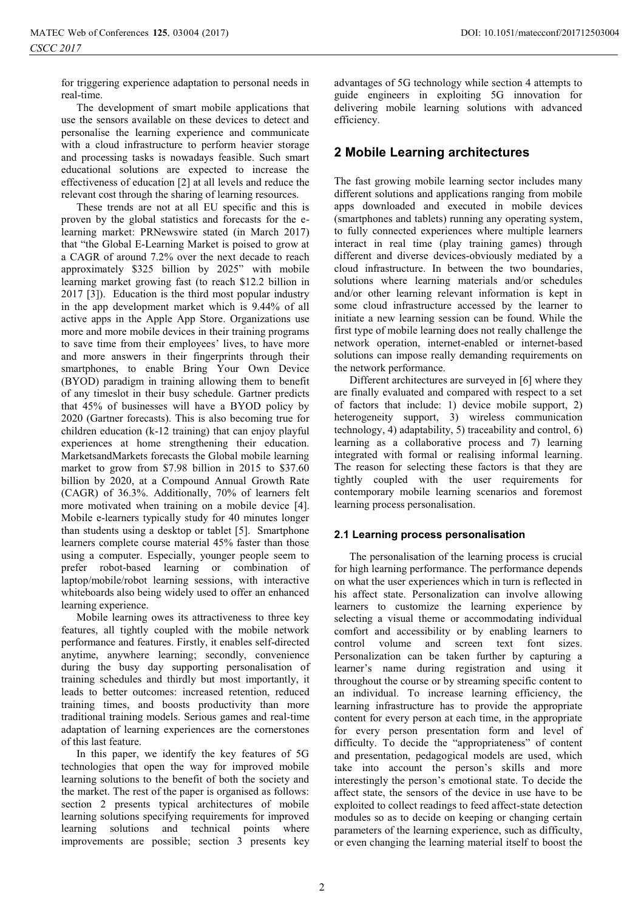for triggering experience adaptation to personal needs in real-time.

The development of smart mobile applications that use the sensors available on these devices to detect and personalise the learning experience and communicate with a cloud infrastructure to perform heavier storage and processing tasks is nowadays feasible. Such smart educational solutions are expected to increase the effectiveness of education [2] at all levels and reduce the relevant cost through the sharing of learning resources.

These trends are not at all EU specific and this is proven by the global statistics and forecasts for the e-learning market: PRNewswire stated (in March 2017) that "the Global E-Learning Market is poised to grow at a CAGR of around 7.2% over the next decade to reach approximately $325 billion by 2025" with mobile learning market growing fast (to reach $12.2 billion in 2017 [3]). Education is the third most popular industry in the app development market which is 9.44% of all active apps in the Apple App Store. Organizations use more and more mobile devices in their training programs to save time from their employees' lives, to have more and more answers in their fingerprints through their smartphones, to enable Bring Your Own Device (BYOD) paradigm in training allowing them to benefit of any timeslot in their busy schedule. Gartner predicts that 45% of businesses will have a BYOD policy by 2020 (Gartner forecasts). This is also becoming true for children education (k-12 training) that can enjoy playful experiences at home strengthening their education. MarketsandMarkets forecasts the Global mobile learning market to grow from $7.98 billion in 2015 to $37.60 billion by 2020, at a Compound Annual Growth Rate (CAGR) of 36.3%. Additionally, 70% of learners felt more motivated when training on a mobile device [4]. Mobile e-learners typically study for 40 minutes longer than students using a desktop or tablet [5]. Smartphone learners complete course material 45% faster than those using a computer. Especially, younger people seem to prefer robot-based learning or combination of laptop/mobile/robot learning sessions, with interactive whiteboards also being widely used to offer an enhanced learning experience.

Mobile learning owes its attractiveness to three key features, all tightly coupled with the mobile network performance and features. Firstly, it enables self-directed anytime, anywhere learning; secondly, convenience during the busy day supporting personalisation of training schedules and thirdly but most importantly, it leads to better outcomes: increased retention, reduced training times, and boosts productivity than more traditional training models. Serious games and real-time adaptation of learning experiences are the cornerstones of this last feature.

In this paper, we identify the key features of 5G technologies that open the way for improved mobile learning solutions to the benefit of both the society and the market. The rest of the paper is organised as follows: section 2 presents typical architectures of mobile learning solutions specifying requirements for improved learning solutions and technical points where improvements are possible; section 3 presents key advantages of 5G technology while section 4 attempts to guide engineers in exploiting 5G innovation for delivering mobile learning solutions with advanced efficiency.

## 2 Mobile Learning architectures

The fast growing mobile learning sector includes many different solutions and applications ranging from mobile apps downloaded and executed in mobile devices (smartphones and tablets) running any operating system, to fully connected experiences where multiple learners interact in real time (play training games) through different and diverse devices-obviously mediated by a cloud infrastructure. In between the two boundaries, solutions where learning materials and/or schedules and/or other learning relevant information is kept in some cloud infrastructure accessed by the learner to initiate a new learning session can be found. While the first type of mobile learning does not really challenge the network operation, internet-enabled or internet-based solutions can impose really demanding requirements on the network performance.

Different architectures are surveyed in [6] where they are finally evaluated and compared with respect to a set of factors that include: 1) device mobile support, 2) heterogeneity support, 3) wireless communication technology, 4) adaptability, 5) traceability and control, 6) learning as a collaborative process and 7) learning integrated with formal or realising informal learning. The reason for selecting these factors is that they are tightly coupled with the user requirements for contemporary mobile learning scenarios and foremost learning process personalisation.

### 2.1 Learning process personalisation

The personalisation of the learning process is crucial for high learning performance. The performance depends on what the user experiences which in turn is reflected in his affect state. Personalization can involve allowing learners to customize the learning experience by selecting a visual theme or accommodating individual comfort and accessibility or by enabling learners to control volume and screen text font sizes. Personalization can be taken further by capturing a learner's name during registration and using it throughout the course or by streaming specific content to an individual. To increase learning efficiency, the learning infrastructure has to provide the appropriate content for every person at each time, in the appropriate for every person presentation form and level of difficulty. To decide the "appropriateness" of content and presentation, pedagogical models are used, which take into account the person's skills and more interestingly the person's emotional state. To decide the affect state, the sensors of the device in use have to be exploited to collect readings to feed affect-state detection modules so as to decide on keeping or changing certain parameters of the learning experience, such as difficulty, or even changing the learning material itself to boost the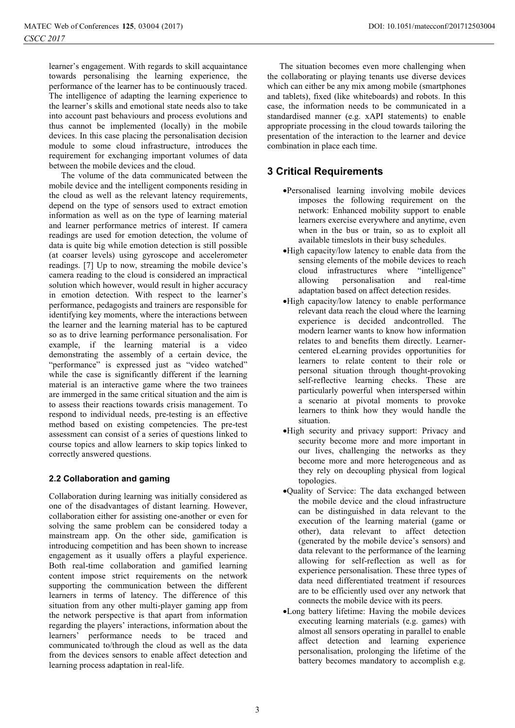learner's engagement. With regards to skill acquaintance towards personalising the learning experience, the performance of the learner has to be continuously traced. The intelligence of adapting the learning experience to the learner's skills and emotional state needs also to take into account past behaviours and process evolutions and thus cannot be implemented (locally) in the mobile devices. In this case placing the personalisation decision module to some cloud infrastructure, introduces the requirement for exchanging important volumes of data between the mobile devices and the cloud.

The volume of the data communicated between the mobile device and the intelligent components residing in the cloud as well as the relevant latency requirements, depend on the type of sensors used to extract emotion information as well as on the type of learning material and learner performance metrics of interest. If camera readings are used for emotion detection, the volume of data is quite big while emotion detection is still possible (at coarser levels) using gyroscope and accelerometer readings. [7] Up to now, streaming the mobile device's camera reading to the cloud is considered an impractical solution which however, would result in higher accuracy in emotion detection. With respect to the learner's performance, pedagogists and trainers are responsible for identifying key moments, where the interactions between the learner and the learning material has to be captured so as to drive learning performance personalisation. For example, if the learning material is a video demonstrating the assembly of a certain device, the "performance" is expressed just as "video watched" while the case is significantly different if the learning material is an interactive game where the two trainees are immerged in the same critical situation and the aim is to assess their reactions towards crisis management. To respond to individual needs, pre-testing is an effective method based on existing competencies. The pre-test assessment can consist of a series of questions linked to course topics and allow learners to skip topics linked to correctly answered questions.

### 2.2 Collaboration and gaming

Collaboration during learning was initially considered as one of the disadvantages of distant learning. However, collaboration either for assisting one-another or even for solving the same problem can be considered today a mainstream app. On the other side, gamification is introducing competition and has been shown to increase engagement as it usually offers a playful experience. Both real-time collaboration and gamified learning content impose strict requirements on the network supporting the communication between the different learners in terms of latency. The difference of this situation from any other multi-player gaming app from the network perspective is that apart from information regarding the players' interactions, information about the learners' performance needs to be traced and communicated to/through the cloud as well as the data from the devices sensors to enable affect detection and learning process adaptation in real-life.

The situation becomes even more challenging when the collaborating or playing tenants use diverse devices which can either be any mix among mobile (smartphones and tablets), fixed (like whiteboards) and robots. In this case, the information needs to be communicated in a standardised manner (e.g. xAPI statements) to enable appropriate processing in the cloud towards tailoring the presentation of the interaction to the learner and device combination in place each time.

## 3 Critical Requirements

- Personalised learning involving mobile devices imposes the following requirement on the network: Enhanced mobility support to enable learners exercise everywhere and anytime, even when in the bus or train, so as to exploit all available timeslots in their busy schedules.
- High capacity/low latency to enable data from the sensing elements of the mobile devices to reach cloud infrastructures where "intelligence" allowing personalisation and real-time adaptation based on affect detection resides.
- High capacity/low latency to enable performance relevant data reach the cloud where the learning experience is decided andcontrolled. The modern learner wants to know how information relates to and benefits them directly. Learner-centered eLearning provides opportunities for learners to relate content to their role or personal situation through thought-provoking self-reflective learning checks. These are particularly powerful when interspersed within a scenario at pivotal moments to provoke learners to think how they would handle the situation.
- High security and privacy support: Privacy and security become more and more important in our lives, challenging the networks as they become more and more heterogeneous and as they rely on decoupling physical from logical topologies.
- Quality of Service: The data exchanged between the mobile device and the cloud infrastructure can be distinguished in data relevant to the execution of the learning material (game or other), data relevant to affect detection (generated by the mobile device's sensors) and data relevant to the performance of the learning allowing for self-reflection as well as for experience personalisation. These three types of data need differentiated treatment if resources are to be efficiently used over any network that connects the mobile device with its peers.
- Long battery lifetime: Having the mobile devices executing learning materials (e.g. games) with almost all sensors operating in parallel to enable affect detection and learning experience personalisation, prolonging the lifetime of the battery becomes mandatory to accomplish e.g.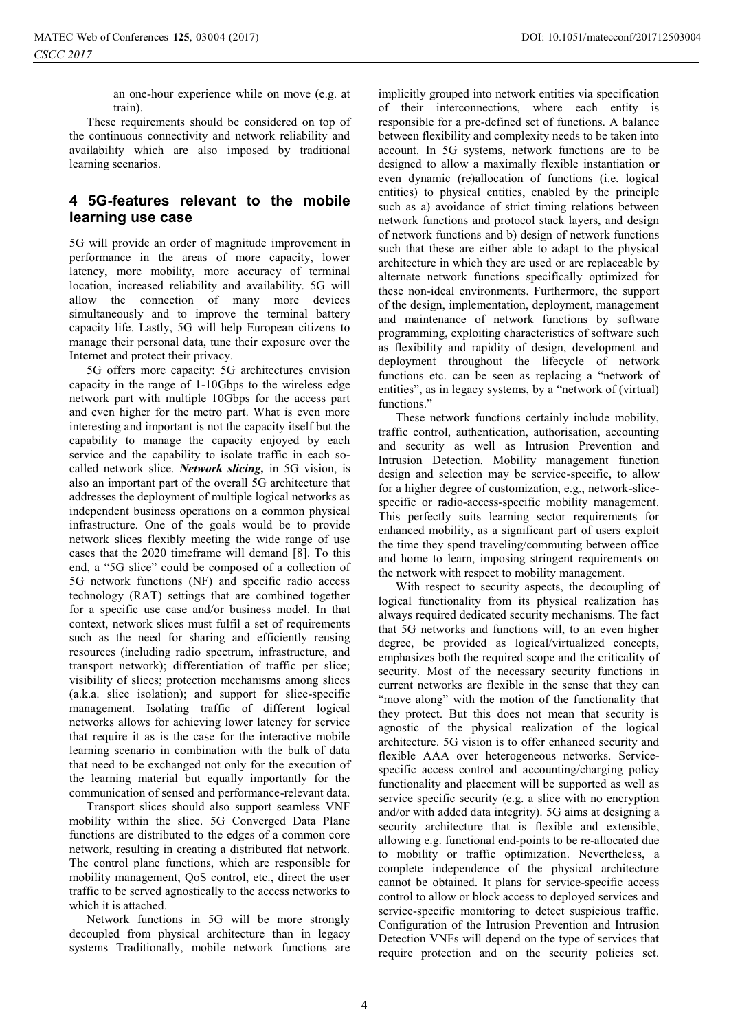an one-hour experience while on move (e.g. at train).

These requirements should be considered on top of the continuous connectivity and network reliability and availability which are also imposed by traditional learning scenarios.

## 4 5G-features relevant to the mobile learning use case

5G will provide an order of magnitude improvement in performance in the areas of more capacity, lower latency, more mobility, more accuracy of terminal location, increased reliability and availability. 5G will allow the connection of many more devices simultaneously and to improve the terminal battery capacity life. Lastly, 5G will help European citizens to manage their personal data, tune their exposure over the Internet and protect their privacy.

5G offers more capacity: 5G architectures envision capacity in the range of 1-10Gbps to the wireless edge network part with multiple 10Gbps for the access part and even higher for the metro part. What is even more interesting and important is not the capacity itself but the capability to manage the capacity enjoyed by each service and the capability to isolate traffic in each so-called network slice. ***Network slicing,*** in 5G vision, is also an important part of the overall 5G architecture that addresses the deployment of multiple logical networks as independent business operations on a common physical infrastructure. One of the goals would be to provide network slices flexibly meeting the wide range of use cases that the 2020 timeframe will demand [8]. To this end, a "5G slice" could be composed of a collection of 5G network functions (NF) and specific radio access technology (RAT) settings that are combined together for a specific use case and/or business model. In that context, network slices must fulfil a set of requirements such as the need for sharing and efficiently reusing resources (including radio spectrum, infrastructure, and transport network); differentiation of traffic per slice; visibility of slices; protection mechanisms among slices (a.k.a. slice isolation); and support for slice-specific management. Isolating traffic of different logical networks allows for achieving lower latency for service that require it as is the case for the interactive mobile learning scenario in combination with the bulk of data that need to be exchanged not only for the execution of the learning material but equally importantly for the communication of sensed and performance-relevant data.

Transport slices should also support seamless VNF mobility within the slice. 5G Converged Data Plane functions are distributed to the edges of a common core network, resulting in creating a distributed flat network. The control plane functions, which are responsible for mobility management, QoS control, etc., direct the user traffic to be served agnostically to the access networks to which it is attached.

Network functions in 5G will be more strongly decoupled from physical architecture than in legacy systems Traditionally, mobile network functions are implicitly grouped into network entities via specification of their interconnections, where each entity is responsible for a pre-defined set of functions. A balance between flexibility and complexity needs to be taken into account. In 5G systems, network functions are to be designed to allow a maximally flexible instantiation or even dynamic (re)allocation of functions (i.e. logical entities) to physical entities, enabled by the principle such as a) avoidance of strict timing relations between network functions and protocol stack layers, and design of network functions and b) design of network functions such that these are either able to adapt to the physical architecture in which they are used or are replaceable by alternate network functions specifically optimized for these non-ideal environments. Furthermore, the support of the design, implementation, deployment, management and maintenance of network functions by software programming, exploiting characteristics of software such as flexibility and rapidity of design, development and deployment throughout the lifecycle of network functions etc. can be seen as replacing a "network of entities", as in legacy systems, by a "network of (virtual) functions."

These network functions certainly include mobility, traffic control, authentication, authorisation, accounting and security as well as Intrusion Prevention and Intrusion Detection. Mobility management function design and selection may be service-specific, to allow for a higher degree of customization, e.g., network-slice-specific or radio-access-specific mobility management. This perfectly suits learning sector requirements for enhanced mobility, as a significant part of users exploit the time they spend traveling/commuting between office and home to learn, imposing stringent requirements on the network with respect to mobility management.

With respect to security aspects, the decoupling of logical functionality from its physical realization has always required dedicated security mechanisms. The fact that 5G networks and functions will, to an even higher degree, be provided as logical/virtualized concepts, emphasizes both the required scope and the criticality of security. Most of the necessary security functions in current networks are flexible in the sense that they can "move along" with the motion of the functionality that they protect. But this does not mean that security is agnostic of the physical realization of the logical architecture. 5G vision is to offer enhanced security and flexible AAA over heterogeneous networks. Service-specific access control and accounting/charging policy functionality and placement will be supported as well as service specific security (e.g. a slice with no encryption and/or with added data integrity). 5G aims at designing a security architecture that is flexible and extensible, allowing e.g. functional end-points to be re-allocated due to mobility or traffic optimization. Nevertheless, a complete independence of the physical architecture cannot be obtained. It plans for service-specific access control to allow or block access to deployed services and service-specific monitoring to detect suspicious traffic. Configuration of the Intrusion Prevention and Intrusion Detection VNFs will depend on the type of services that require protection and on the security policies set.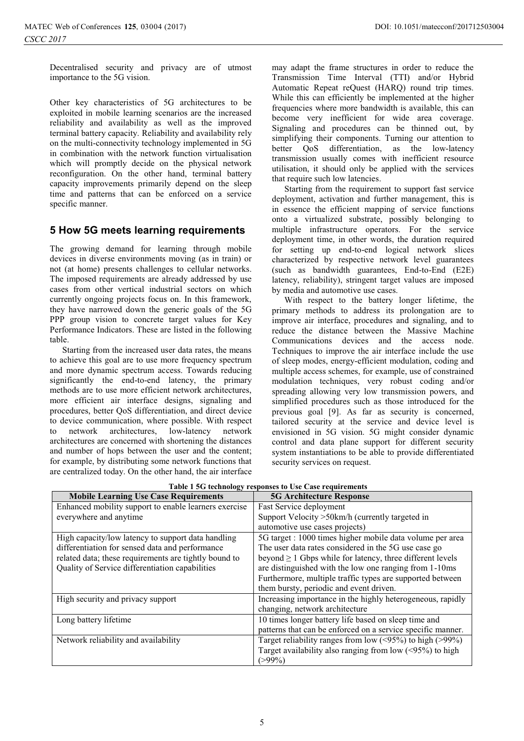Decentralised security and privacy are of utmost importance to the 5G vision.

Other key characteristics of 5G architectures to be exploited in mobile learning scenarios are the increased reliability and availability as well as the improved terminal battery capacity. Reliability and availability rely on the multi-connectivity technology implemented in 5G in combination with the network function virtualisation which will promptly decide on the physical network reconfiguration. On the other hand, terminal battery capacity improvements primarily depend on the sleep time and patterns that can be enforced on a service specific manner.

## 5 How 5G meets learning requirements

The growing demand for learning through mobile devices in diverse environments moving (as in train) or not (at home) presents challenges to cellular networks. The imposed requirements are already addressed by use cases from other vertical industrial sectors on which currently ongoing projects focus on. In this framework, they have narrowed down the generic goals of the 5G PPP group vision to concrete target values for Key Performance Indicators. These are listed in the following table.

Starting from the increased user data rates, the means to achieve this goal are to use more frequency spectrum and more dynamic spectrum access. Towards reducing significantly the end-to-end latency, the primary methods are to use more efficient network architectures, more efficient air interface designs, signaling and procedures, better QoS differentiation, and direct device to device communication, where possible. With respect to network architectures, low-latency network architectures are concerned with shortening the distances and number of hops between the user and the content; for example, by distributing some network functions that are centralized today. On the other hand, the air interface may adapt the frame structures in order to reduce the Transmission Time Interval (TTI) and/or Hybrid Automatic Repeat reQuest (HARQ) round trip times. While this can efficiently be implemented at the higher frequencies where more bandwidth is available, this can become very inefficient for wide area coverage. Signaling and procedures can be thinned out, by simplifying their components. Turning our attention to better QoS differentiation, as the low-latency transmission usually comes with inefficient resource utilisation, it should only be applied with the services that require such low latencies.

Starting from the requirement to support fast service deployment, activation and further management, this is in essence the efficient mapping of service functions onto a virtualized substrate, possibly belonging to multiple infrastructure operators. For the service deployment time, in other words, the duration required for setting up end-to-end logical network slices characterized by respective network level guarantees (such as bandwidth guarantees, End-to-End (E2E) latency, reliability), stringent target values are imposed by media and automotive use cases.

With respect to the battery longer lifetime, the primary methods to address its prolongation are to improve air interface, procedures and signaling, and to reduce the distance between the Massive Machine Communications devices and the access node. Techniques to improve the air interface include the use of sleep modes, energy-efficient modulation, coding and multiple access schemes, for example, use of constrained modulation techniques, very robust coding and/or spreading allowing very low transmission powers, and simplified procedures such as those introduced for the previous goal [9]. As far as security is concerned, tailored security at the service and device level is envisioned in 5G vision. 5G might consider dynamic control and data plane support for different security system instantiations to be able to provide differentiated security services on request.

**Table 1** 5G technology responses to Use Case requirements

| Mobile Learning Use Case Requirements | 5G Architecture Response |
| --- | --- |
| Enhanced mobility support to enable learners exercise everywhere and anytime | Fast Service deployment<br>Support Velocity >50km/h (currently targeted in automotive use cases projects) |
| High capacity/low latency to support data handling differentiation for sensed data and performance related data; these requirements are tightly bound to Quality of Service differentiation capabilities | 5G target : 1000 times higher mobile data volume per area<br>The user data rates considered in the 5G use case go beyond ≥ 1 Gbps while for latency, three different levels are distinguished with the low one ranging from 1-10ms<br>Furthermore, multiple traffic types are supported between them bursty, periodic and event driven. |
| High security and privacy support | Increasing importance in the highly heterogeneous, rapidly changing, network architecture |
| Long battery lifetime | 10 times longer battery life based on sleep time and patterns that can be enforced on a service specific manner. |
| Network reliability and availability | Target reliability ranges from low (<95%) to high (>99%)<br>Target availability also ranging from low (<95%) to high (>99%) |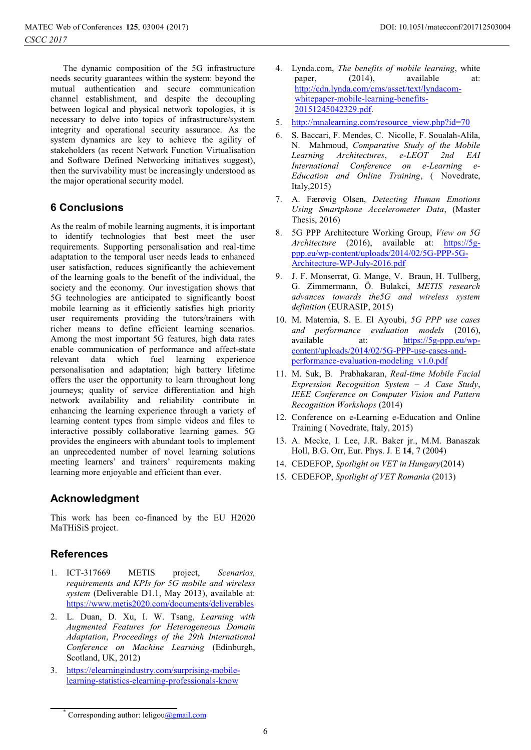The dynamic composition of the 5G infrastructure needs security guarantees within the system: beyond the mutual authentication and secure communication channel establishment, and despite the decoupling between logical and physical network topologies, it is necessary to delve into topics of infrastructure/system integrity and operational security assurance. As the system dynamics are key to achieve the agility of stakeholders (as recent Network Function Virtualisation and Software Defined Networking initiatives suggest), then the survivability must be increasingly understood as the major operational security model.

## 6 Conclusions

As the realm of mobile learning augments, it is important to identify technologies that best meet the user requirements. Supporting personalisation and real-time adaptation to the temporal user needs leads to enhanced user satisfaction, reduces significantly the achievement of the learning goals to the benefit of the individual, the society and the economy. Our investigation shows that 5G technologies are anticipated to significantly boost mobile learning as it efficiently satisfies high priority user requirements providing the tutors/trainers with richer means to define efficient learning scenarios. Among the most important 5G features, high data rates enable communication of performance and affect-state relevant data which fuel learning experience personalisation and adaptation; high battery lifetime offers the user the opportunity to learn throughout long journeys; quality of service differentiation and high network availability and reliability contribute in enhancing the learning experience through a variety of learning content types from simple videos and files to interactive possibly collaborative learning games. 5G provides the engineers with abundant tools to implement an unprecedented number of novel learning solutions meeting learners' and trainers' requirements making learning more enjoyable and efficient than ever.

## Acknowledgment

This work has been co-financed by the EU H2020 MaTHiSiS project.

## References

1. ICT-317669 METIS project, *Scenarios, requirements and KPIs for 5G mobile and wireless system* (Deliverable D1.1, May 2013), available at: https://www.metis2020.com/documents/deliverables
2. L. Duan, D. Xu, I. W. Tsang, *Learning with Augmented Features for Heterogeneous Domain Adaptation*, *Proceedings of the 29th International Conference on Machine Learning* (Edinburgh, Scotland, UK, 2012)
3. https://elearningindustry.com/surprising-mobile-learning-statistics-elearning-professionals-know
4. Lynda.com, *The benefits of mobile learning*, white paper, (2014), available at: http://cdn.lynda.com/cms/asset/text/lyndacom-whitepaper-mobile-learning-benefits-20151245042329.pdf.
5. http://mnalearning.com/resource_view.php?id=70
6. S. Baccari, F. Mendes, C. Nicolle, F. Soualah-Alila, N. Mahmoud, *Comparative Study of the Mobile Learning Architectures*, *e-LEOT 2nd EAI International Conference on e-Learning e-Education and Online Training*, ( Novedrate, Italy,2015)
7. A. Færøvig Olsen, *Detecting Human Emotions Using Smartphone Accelerometer Data*, (Master Thesis, 2016)
8. 5G PPP Architecture Working Group, *View on 5G Architecture* (2016), available at: https://5g-ppp.eu/wp-content/uploads/2014/02/5G-PPP-5G-Architecture-WP-July-2016.pdf
9. J. F. Monserrat, G. Mange, V. Braun, H. Tullberg, G. Zimmermann, Ö. Bulakci, *METIS research advances towards the5G and wireless system definition* (EURASIP, 2015)
10. M. Maternia, S. E. El Ayoubi, *5G PPP use cases and performance evaluation models* (2016), available at: https://5g-ppp.eu/wp-content/uploads/2014/02/5G-PPP-use-cases-and-performance-evaluation-modeling_v1.0.pdf
11. M. Suk, B. Prabhakaran, *Real-time Mobile Facial Expression Recognition System – A Case Study*, *IEEE Conference on Computer Vision and Pattern Recognition Workshops* (2014)
12. Conference on e-Learning e-Education and Online Training ( Novedrate, Italy, 2015)
13. A. Mecke, I. Lee, J.R. Baker jr., M.M. Banaszak Holl, B.G. Orr, Eur. Phys. J. E **14**, 7 (2004)
14. CEDEFOP, *Spotlight on VET in Hungary*(2014)
15. CEDEFOP, *Spotlight of VET Romania* (2013)

* Corresponding author: leligou@gmail.com